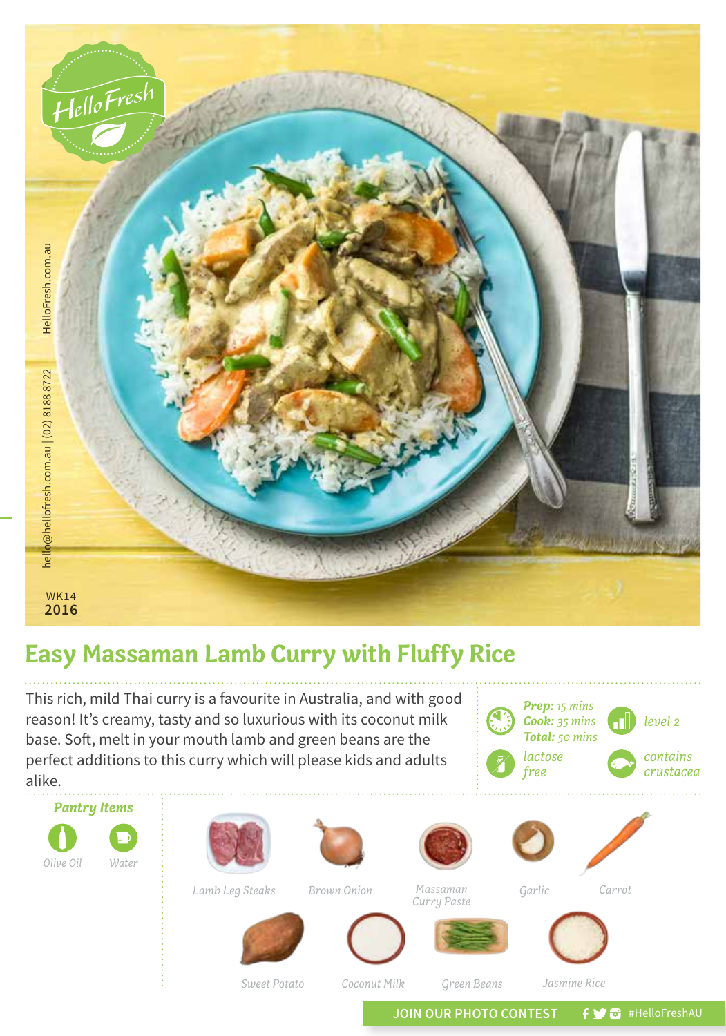hello@hellofresh.com.au | (02) 8188 8722 HelloFresh.com.au

WK14
**2016**

# Easy Massaman Lamb Curry with Fluffy Rice

This rich, mild Thai curry is a favourite in Australia, and with good reason! It's creamy, tasty and so luxurious with its coconut milk base. Soft, melt in your mouth lamb and green beans are the perfect additions to this curry which will please kids and adults alike.

***Prep:*** *15 mins*
***Cook:*** *35 mins*
***Total:*** *50 mins*

*level 2*

*lactose free*

*contains crustacea*

### *Pantry Items*

*Olive Oil*
*Water*

*Lamb Leg Steaks*
*Brown Onion*
*Massaman Curry Paste*
*Garlic*
*Carrot*
*Sweet Potato*
*Coconut Milk*
*Green Beans*
*Jasmine Rice*

**JOIN OUR PHOTO CONTEST** #HelloFreshAU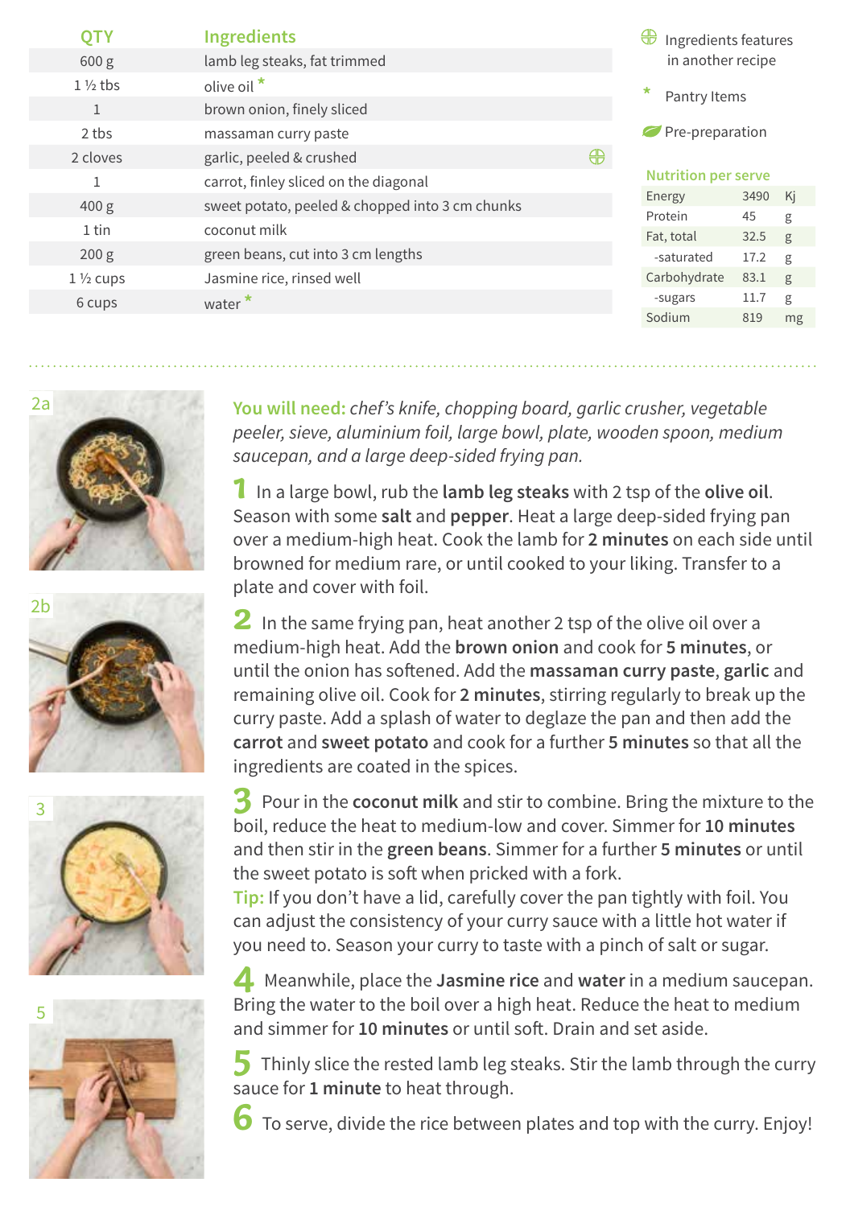| QTY | Ingredients |
| --- | --- |
| 600 g | lamb leg steaks, fat trimmed |
| 1 ½ tbs | olive oil * |
| 1 | brown onion, finely sliced |
| 2 tbs | massaman curry paste |
| 2 cloves | garlic, peeled & crushed ⊕ |
| 1 | carrot, finley sliced on the diagonal |
| 400 g | sweet potato, peeled & chopped into 3 cm chunks |
| 1 tin | coconut milk |
| 200 g | green beans, cut into 3 cm lengths |
| 1 ½ cups | Jasmine rice, rinsed well |
| 6 cups | water * |

⊕ Ingredients features in another recipe

\* Pantry Items

Pre-preparation

**Nutrition per serve**

| | | |
| --- | --- | --- |
| Energy | 3490 | Kj |
| Protein | 45 | g |
| Fat, total | 32.5 | g |
| -saturated | 17.2 | g |
| Carbohydrate | 83.1 | g |
| -sugars | 11.7 | g |
| Sodium | 819 | mg |

2a

2b

3

5

**You will need:** *chef's knife, chopping board, garlic crusher, vegetable peeler, sieve, aluminium foil, large bowl, plate, wooden spoon, medium saucepan, and a large deep-sided frying pan.*

**1** In a large bowl, rub the **lamb leg steaks** with 2 tsp of the **olive oil**. Season with some **salt** and **pepper**. Heat a large deep-sided frying pan over a medium-high heat. Cook the lamb for **2 minutes** on each side until browned for medium rare, or until cooked to your liking. Transfer to a plate and cover with foil.

**2** In the same frying pan, heat another 2 tsp of the olive oil over a medium-high heat. Add the **brown onion** and cook for **5 minutes**, or until the onion has softened. Add the **massaman curry paste**, **garlic** and remaining olive oil. Cook for **2 minutes**, stirring regularly to break up the curry paste. Add a splash of water to deglaze the pan and then add the **carrot** and **sweet potato** and cook for a further **5 minutes** so that all the ingredients are coated in the spices.

**3** Pour in the **coconut milk** and stir to combine. Bring the mixture to the boil, reduce the heat to medium-low and cover. Simmer for **10 minutes** and then stir in the **green beans**. Simmer for a further **5 minutes** or until the sweet potato is soft when pricked with a fork.
**Tip:** If you don't have a lid, carefully cover the pan tightly with foil. You can adjust the consistency of your curry sauce with a little hot water if you need to. Season your curry to taste with a pinch of salt or sugar.

**4** Meanwhile, place the **Jasmine rice** and **water** in a medium saucepan. Bring the water to the boil over a high heat. Reduce the heat to medium and simmer for **10 minutes** or until soft. Drain and set aside.

**5** Thinly slice the rested lamb leg steaks. Stir the lamb through the curry sauce for **1 minute** to heat through.

**6** To serve, divide the rice between plates and top with the curry. Enjoy!